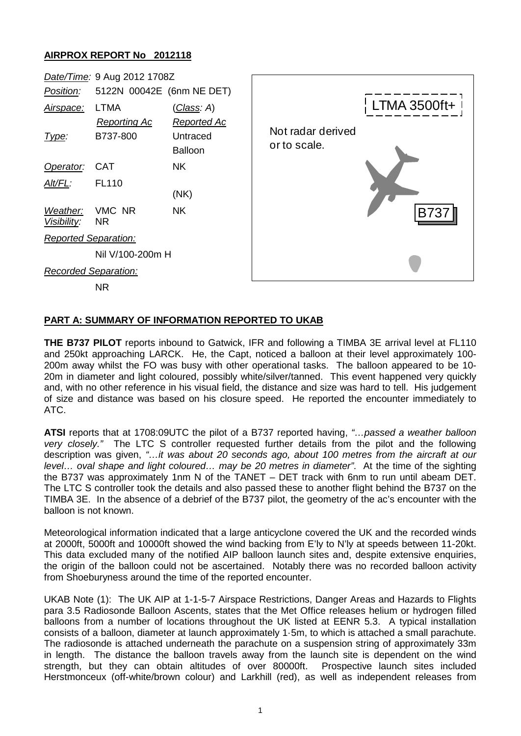## AIRPROX REPORT No 2012118

| | | |
|---|---|---|
| *Date/Time:* | 9 Aug 2012 1708Z | |
| *Position:* | 5122N 00042E (6nm NE DET) | |
| *Airspace:* | LTMA | (*Class: A*) |
| | *Reporting Ac* | *Reported Ac* |
| *Type:* | B737-800 | Untraced Balloon |
| *Operator:* | CAT | NK |
| *Alt/FL:* | FL110 | (NK) |
| *Weather:* *Visibility:* | VMC NR NR | NK |
| *Reported Separation:* | | |
| | Nil V/100-200m H | |
| *Recorded Separation:* | | |
| | NR | |

LTMA 3500ft+

Not radar derived or to scale.

B737

### PART A: SUMMARY OF INFORMATION REPORTED TO UKAB

**THE B737 PILOT** reports inbound to Gatwick, IFR and following a TIMBA 3E arrival level at FL110 and 250kt approaching LARCK. He, the Capt, noticed a balloon at their level approximately 100-200m away whilst the FO was busy with other operational tasks. The balloon appeared to be 10-20m in diameter and light coloured, possibly white/silver/tanned. This event happened very quickly and, with no other reference in his visual field, the distance and size was hard to tell. His judgement of size and distance was based on his closure speed. He reported the encounter immediately to ATC.

**ATSI** reports that at 1708:09UTC the pilot of a B737 reported having, *"…passed a weather balloon very closely."* The LTC S controller requested further details from the pilot and the following description was given, *"…it was about 20 seconds ago, about 100 metres from the aircraft at our level… oval shape and light coloured… may be 20 metres in diameter"*. At the time of the sighting the B737 was approximately 1nm N of the TANET – DET track with 6nm to run until abeam DET. The LTC S controller took the details and also passed these to another flight behind the B737 on the TIMBA 3E. In the absence of a debrief of the B737 pilot, the geometry of the ac's encounter with the balloon is not known.

Meteorological information indicated that a large anticyclone covered the UK and the recorded winds at 2000ft, 5000ft and 10000ft showed the wind backing from E'ly to N'ly at speeds between 11-20kt. This data excluded many of the notified AIP balloon launch sites and, despite extensive enquiries, the origin of the balloon could not be ascertained. Notably there was no recorded balloon activity from Shoeburyness around the time of the reported encounter.

UKAB Note (1): The UK AIP at 1-1-5-7 Airspace Restrictions, Danger Areas and Hazards to Flights para 3.5 Radiosonde Balloon Ascents, states that the Met Office releases helium or hydrogen filled balloons from a number of locations throughout the UK listed at EENR 5.3. A typical installation consists of a balloon, diameter at launch approximately 1·5m, to which is attached a small parachute. The radiosonde is attached underneath the parachute on a suspension string of approximately 33m in length. The distance the balloon travels away from the launch site is dependent on the wind strength, but they can obtain altitudes of over 80000ft. Prospective launch sites included Herstmonceux (off-white/brown colour) and Larkhill (red), as well as independent releases from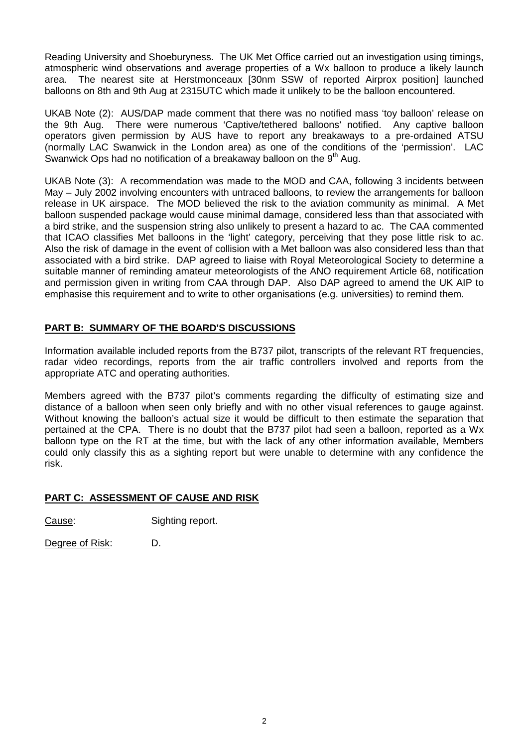Reading University and Shoeburyness. The UK Met Office carried out an investigation using timings, atmospheric wind observations and average properties of a Wx balloon to produce a likely launch area. The nearest site at Herstmonceaux [30nm SSW of reported Airprox position] launched balloons on 8th and 9th Aug at 2315UTC which made it unlikely to be the balloon encountered.

UKAB Note (2): AUS/DAP made comment that there was no notified mass 'toy balloon' release on the 9th Aug. There were numerous 'Captive/tethered balloons' notified. Any captive balloon operators given permission by AUS have to report any breakaways to a pre-ordained ATSU (normally LAC Swanwick in the London area) as one of the conditions of the 'permission'. LAC Swanwick Ops had no notification of a breakaway balloon on the 9th Aug.

UKAB Note (3): A recommendation was made to the MOD and CAA, following 3 incidents between May – July 2002 involving encounters with untraced balloons, to review the arrangements for balloon release in UK airspace. The MOD believed the risk to the aviation community as minimal. A Met balloon suspended package would cause minimal damage, considered less than that associated with a bird strike, and the suspension string also unlikely to present a hazard to ac. The CAA commented that ICAO classifies Met balloons in the 'light' category, perceiving that they pose little risk to ac. Also the risk of damage in the event of collision with a Met balloon was also considered less than that associated with a bird strike. DAP agreed to liaise with Royal Meteorological Society to determine a suitable manner of reminding amateur meteorologists of the ANO requirement Article 68, notification and permission given in writing from CAA through DAP. Also DAP agreed to amend the UK AIP to emphasise this requirement and to write to other organisations (e.g. universities) to remind them.

## PART B: SUMMARY OF THE BOARD'S DISCUSSIONS

Information available included reports from the B737 pilot, transcripts of the relevant RT frequencies, radar video recordings, reports from the air traffic controllers involved and reports from the appropriate ATC and operating authorities.

Members agreed with the B737 pilot's comments regarding the difficulty of estimating size and distance of a balloon when seen only briefly and with no other visual references to gauge against. Without knowing the balloon's actual size it would be difficult to then estimate the separation that pertained at the CPA. There is no doubt that the B737 pilot had seen a balloon, reported as a Wx balloon type on the RT at the time, but with the lack of any other information available, Members could only classify this as a sighting report but were unable to determine with any confidence the risk.

## PART C: ASSESSMENT OF CAUSE AND RISK

Cause: Sighting report.

Degree of Risk: D.